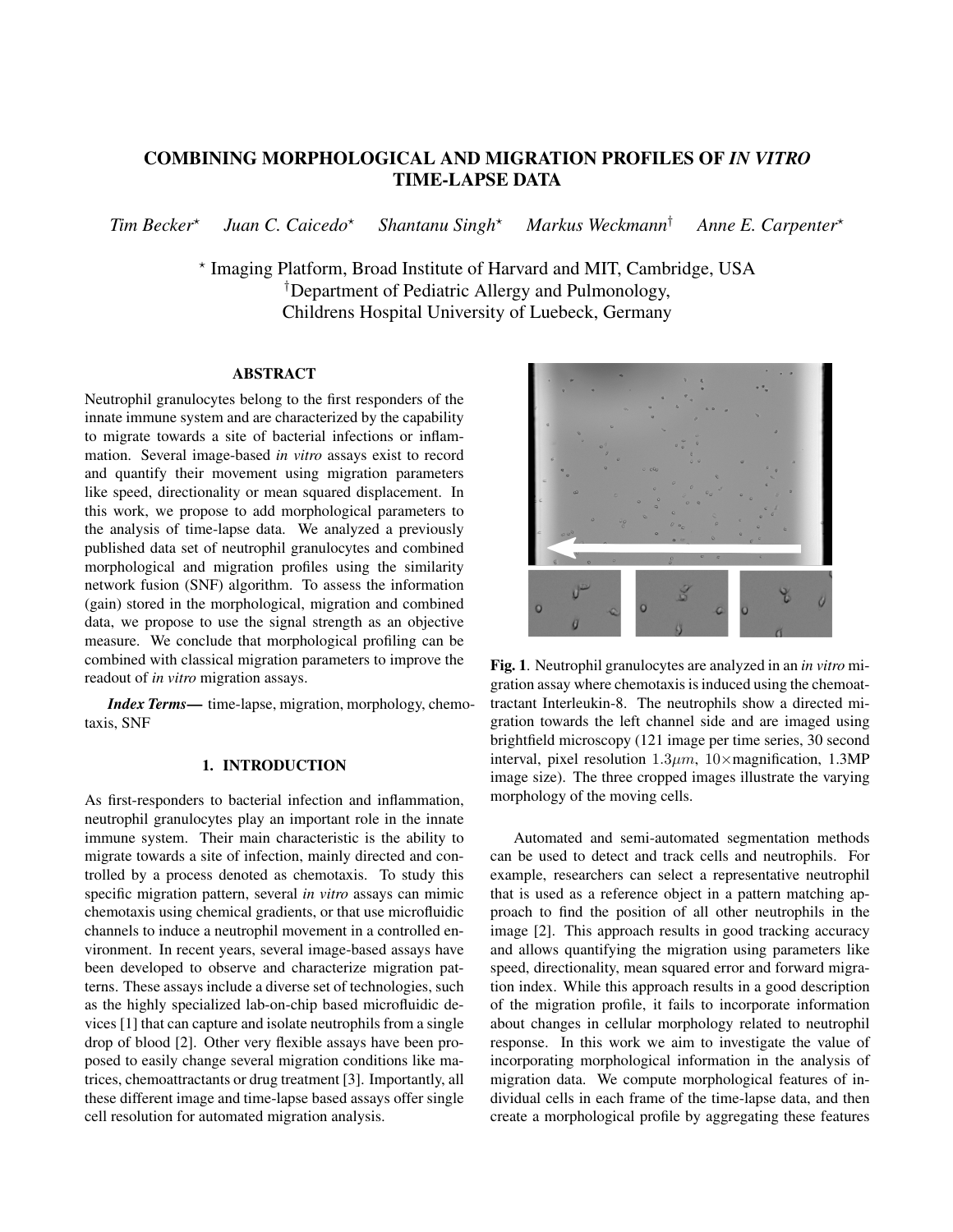# COMBINING MORPHOLOGICAL AND MIGRATION PROFILES OF *IN VITRO* TIME-LAPSE DATA

*Tim Becker*[⋆] *Juan C. Caicedo*[⋆] *Shantanu Singh*[⋆] *Markus Weckmann*[†] *Anne E. Carpenter*[⋆]

[⋆] Imaging Platform, Broad Institute of Harvard and MIT, Cambridge, USA
[†]Department of Pediatric Allergy and Pulmonology,
Childrens Hospital University of Luebeck, Germany

## ABSTRACT

Neutrophil granulocytes belong to the first responders of the innate immune system and are characterized by the capability to migrate towards a site of bacterial infections or inflammation. Several image-based *in vitro* assays exist to record and quantify their movement using migration parameters like speed, directionality or mean squared displacement. In this work, we propose to add morphological parameters to the analysis of time-lapse data. We analyzed a previously published data set of neutrophil granulocytes and combined morphological and migration profiles using the similarity network fusion (SNF) algorithm. To assess the information (gain) stored in the morphological, migration and combined data, we propose to use the signal strength as an objective measure. We conclude that morphological profiling can be combined with classical migration parameters to improve the readout of *in vitro* migration assays.

***Index Terms*—** time-lapse, migration, morphology, chemotaxis, SNF

## 1. INTRODUCTION

As first-responders to bacterial infection and inflammation, neutrophil granulocytes play an important role in the innate immune system. Their main characteristic is the ability to migrate towards a site of infection, mainly directed and controlled by a process denoted as chemotaxis. To study this specific migration pattern, several *in vitro* assays can mimic chemotaxis using chemical gradients, or that use microfluidic channels to induce a neutrophil movement in a controlled environment. In recent years, several image-based assays have been developed to observe and characterize migration patterns. These assays include a diverse set of technologies, such as the highly specialized lab-on-chip based microfluidic devices [1] that can capture and isolate neutrophils from a single drop of blood [2]. Other very flexible assays have been proposed to easily change several migration conditions like matrices, chemoattractants or drug treatment [3]. Importantly, all these different image and time-lapse based assays offer single cell resolution for automated migration analysis.

**Fig. 1**. Neutrophil granulocytes are analyzed in an *in vitro* migration assay where chemotaxis is induced using the chemoattractant Interleukin-8. The neutrophils show a directed migration towards the left channel side and are imaged using brightfield microscopy (121 image per time series, 30 second interval, pixel resolution $1.3 \mu m$, $10\times$magnification, 1.3MP image size). The three cropped images illustrate the varying morphology of the moving cells.

Automated and semi-automated segmentation methods can be used to detect and track cells and neutrophils. For example, researchers can select a representative neutrophil that is used as a reference object in a pattern matching approach to find the position of all other neutrophils in the image [2]. This approach results in good tracking accuracy and allows quantifying the migration using parameters like speed, directionality, mean squared error and forward migration index. While this approach results in a good description of the migration profile, it fails to incorporate information about changes in cellular morphology related to neutrophil response. In this work we aim to investigate the value of incorporating morphological information in the analysis of migration data. We compute morphological features of individual cells in each frame of the time-lapse data, and then create a morphological profile by aggregating these features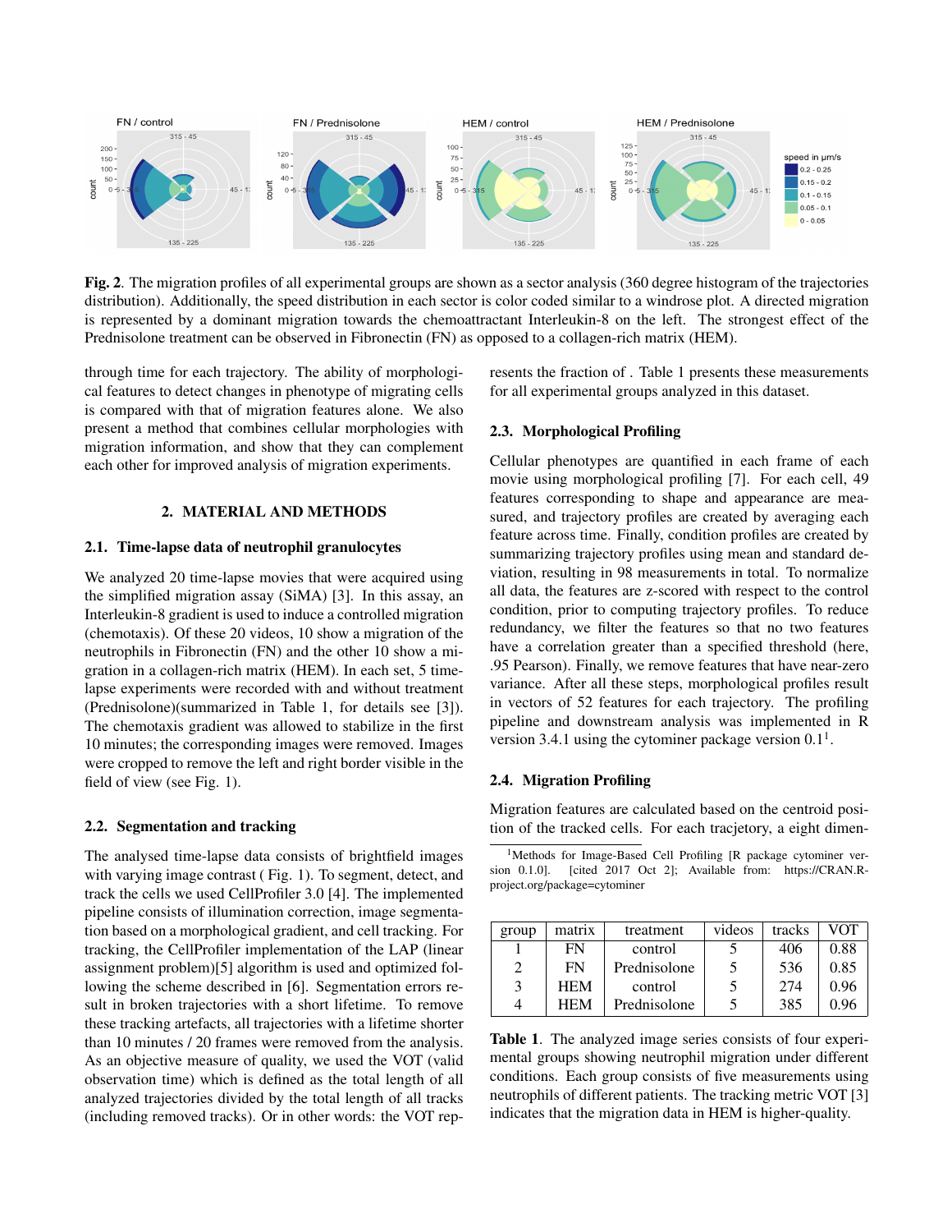**Fig. 2**. The migration profiles of all experimental groups are shown as a sector analysis (360 degree histogram of the trajectories distribution). Additionally, the speed distribution in each sector is color coded similar to a windrose plot. A directed migration is represented by a dominant migration towards the chemoattractant Interleukin-8 on the left. The strongest effect of the Prednisolone treatment can be observed in Fibronectin (FN) as opposed to a collagen-rich matrix (HEM).

through time for each trajectory. The ability of morphological features to detect changes in phenotype of migrating cells is compared with that of migration features alone. We also present a method that combines cellular morphologies with migration information, and show that they can complement each other for improved analysis of migration experiments.

## 2. MATERIAL AND METHODS

### 2.1. Time-lapse data of neutrophil granulocytes

We analyzed 20 time-lapse movies that were acquired using the simplified migration assay (SiMA) [3]. In this assay, an Interleukin-8 gradient is used to induce a controlled migration (chemotaxis). Of these 20 videos, 10 show a migration of the neutrophils in Fibronectin (FN) and the other 10 show a migration in a collagen-rich matrix (HEM). In each set, 5 time-lapse experiments were recorded with and without treatment (Prednisolone)(summarized in Table 1, for details see [3]). The chemotaxis gradient was allowed to stabilize in the first 10 minutes; the corresponding images were removed. Images were cropped to remove the left and right border visible in the field of view (see Fig. 1).

### 2.2. Segmentation and tracking

The analysed time-lapse data consists of brightfield images with varying image contrast ( Fig. 1). To segment, detect, and track the cells we used CellProfiler 3.0 [4]. The implemented pipeline consists of illumination correction, image segmentation based on a morphological gradient, and cell tracking. For tracking, the CellProfiler implementation of the LAP (linear assignment problem)[5] algorithm is used and optimized following the scheme described in [6]. Segmentation errors result in broken trajectories with a short lifetime. To remove these tracking artefacts, all trajectories with a lifetime shorter than 10 minutes / 20 frames were removed from the analysis. As an objective measure of quality, we used the VOT (valid observation time) which is defined as the total length of all analyzed trajectories divided by the total length of all tracks (including removed tracks). Or in other words: the VOT represents the fraction of . Table 1 presents these measurements for all experimental groups analyzed in this dataset.

### 2.3. Morphological Profiling

Cellular phenotypes are quantified in each frame of each movie using morphological profiling [7]. For each cell, 49 features corresponding to shape and appearance are measured, and trajectory profiles are created by averaging each feature across time. Finally, condition profiles are created by summarizing trajectory profiles using mean and standard deviation, resulting in 98 measurements in total. To normalize all data, the features are z-scored with respect to the control condition, prior to computing trajectory profiles. To reduce redundancy, we filter the features so that no two features have a correlation greater than a specified threshold (here, .95 Pearson). Finally, we remove features that have near-zero variance. After all these steps, morphological profiles result in vectors of 52 features for each trajectory. The profiling pipeline and downstream analysis was implemented in R version 3.4.1 using the cytominer package version 0.1[1].

### 2.4. Migration Profiling

Migration features are calculated based on the centroid position of the tracked cells. For each tracjetory, a eight dimen-

[1]Methods for Image-Based Cell Profiling [R package cytominer version 0.1.0]. [cited 2017 Oct 2]; Available from: https://CRAN.R-project.org/package=cytominer

| group | matrix | treatment | videos | tracks | VOT |
|---|---|---|---|---|---|
| 1 | FN | control | 5 | 406 | 0.88 |
| 2 | FN | Prednisolone | 5 | 536 | 0.85 |
| 3 | HEM | control | 5 | 274 | 0.96 |
| 4 | HEM | Prednisolone | 5 | 385 | 0.96 |

**Table 1**. The analyzed image series consists of four experimental groups showing neutrophil migration under different conditions. Each group consists of five measurements using neutrophils of different patients. The tracking metric VOT [3] indicates that the migration data in HEM is higher-quality.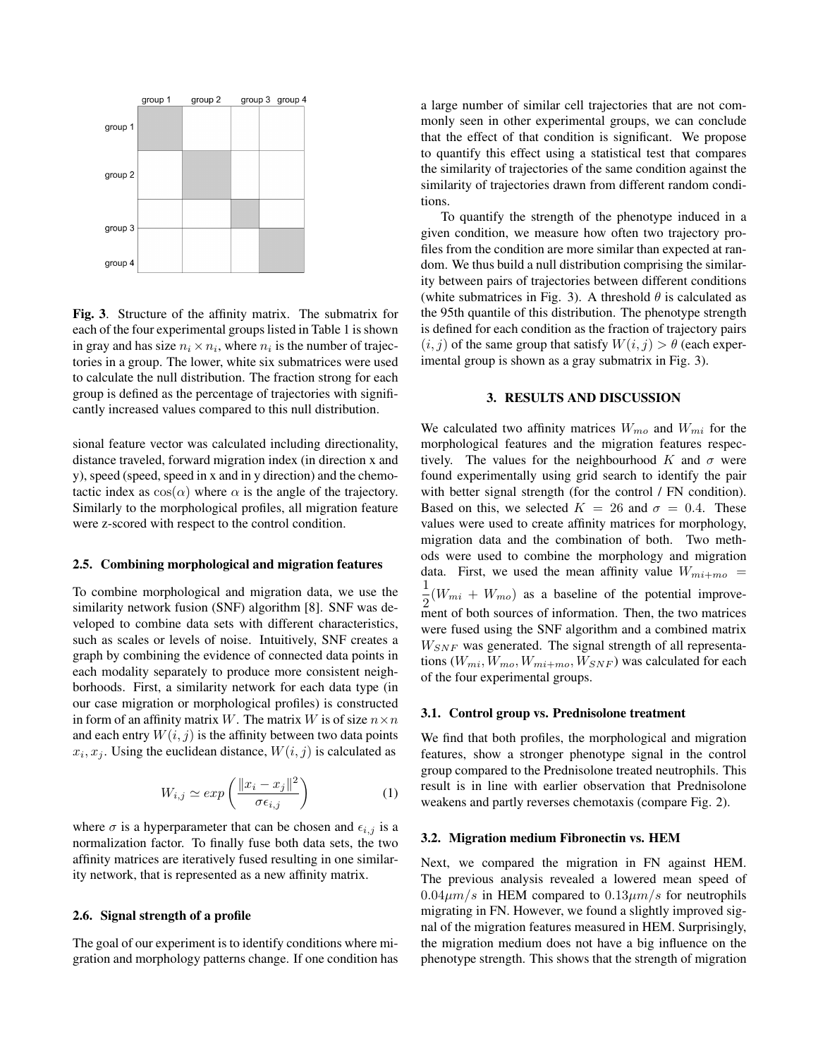**Fig. 3**. Structure of the affinity matrix. The submatrix for each of the four experimental groups listed in Table 1 is shown in gray and has size $n_i \times n_i$, where $n_i$ is the number of trajectories in a group. The lower, white six submatrices were used to calculate the null distribution. The fraction strong for each group is defined as the percentage of trajectories with significantly increased values compared to this null distribution.

sional feature vector was calculated including directionality, distance traveled, forward migration index (in direction x and y), speed (speed, speed in x and in y direction) and the chemotactic index as $\cos(\alpha)$ where $\alpha$ is the angle of the trajectory. Similarly to the morphological profiles, all migration feature were z-scored with respect to the control condition.

### 2.5. Combining morphological and migration features

To combine morphological and migration data, we use the similarity network fusion (SNF) algorithm [8]. SNF was developed to combine data sets with different characteristics, such as scales or levels of noise. Intuitively, SNF creates a graph by combining the evidence of connected data points in each modality separately to produce more consistent neighborhoods. First, a similarity network for each data type (in our case migration or morphological profiles) is constructed in form of an affinity matrix $W$. The matrix $W$ is of size $n \times n$ and each entry $W(i,j)$ is the affinity between two data points $x_i, x_j$. Using the euclidean distance, $W(i,j)$ is calculated as

$$W_{i,j} \simeq exp\left(\frac{\|x_i - x_j\|^2}{\sigma \epsilon_{i,j}}\right) \tag{1}$$

where $\sigma$ is a hyperparameter that can be chosen and $\epsilon_{i,j}$ is a normalization factor. To finally fuse both data sets, the two affinity matrices are iteratively fused resulting in one similarity network, that is represented as a new affinity matrix.

### 2.6. Signal strength of a profile

The goal of our experiment is to identify conditions where migration and morphology patterns change. If one condition has a large number of similar cell trajectories that are not commonly seen in other experimental groups, we can conclude that the effect of that condition is significant. We propose to quantify this effect using a statistical test that compares the similarity of trajectories of the same condition against the similarity of trajectories drawn from different random conditions.

To quantify the strength of the phenotype induced in a given condition, we measure how often two trajectory profiles from the condition are more similar than expected at random. We thus build a null distribution comprising the similarity between pairs of trajectories between different conditions (white submatrices in Fig. 3). A threshold $\theta$ is calculated as the 95th quantile of this distribution. The phenotype strength is defined for each condition as the fraction of trajectory pairs $(i,j)$ of the same group that satisfy $W(i,j) > \theta$ (each experimental group is shown as a gray submatrix in Fig. 3).

## 3. RESULTS AND DISCUSSION

We calculated two affinity matrices $W_{mo}$ and $W_{mi}$ for the morphological features and the migration features respectively. The values for the neighbourhood $K$ and $\sigma$ were found experimentally using grid search to identify the pair with better signal strength (for the control / FN condition). Based on this, we selected $K = 26$ and $\sigma = 0.4$. These values were used to create affinity matrices for morphology, migration data and the combination of both. Two methods were used to combine the morphology and migration data. First, we used the mean affinity value $W_{mi+mo} = \frac{1}{2}(W_{mi} + W_{mo})$ as a baseline of the potential improvement of both sources of information. Then, the two matrices were fused using the SNF algorithm and a combined matrix $W_{SNF}$ was generated. The signal strength of all representations ($W_{mi}, W_{mo}, W_{mi+mo}, W_{SNF}$) was calculated for each of the four experimental groups.

### 3.1. Control group vs. Prednisolone treatment

We find that both profiles, the morphological and migration features, show a stronger phenotype signal in the control group compared to the Prednisolone treated neutrophils. This result is in line with earlier observation that Prednisolone weakens and partly reverses chemotaxis (compare Fig. 2).

### 3.2. Migration medium Fibronectin vs. HEM

Next, we compared the migration in FN against HEM. The previous analysis revealed a lowered mean speed of $0.04\mu m/s$ in HEM compared to $0.13\mu m/s$ for neutrophils migrating in FN. However, we found a slightly improved signal of the migration features measured in HEM. Surprisingly, the migration medium does not have a big influence on the phenotype strength. This shows that the strength of migration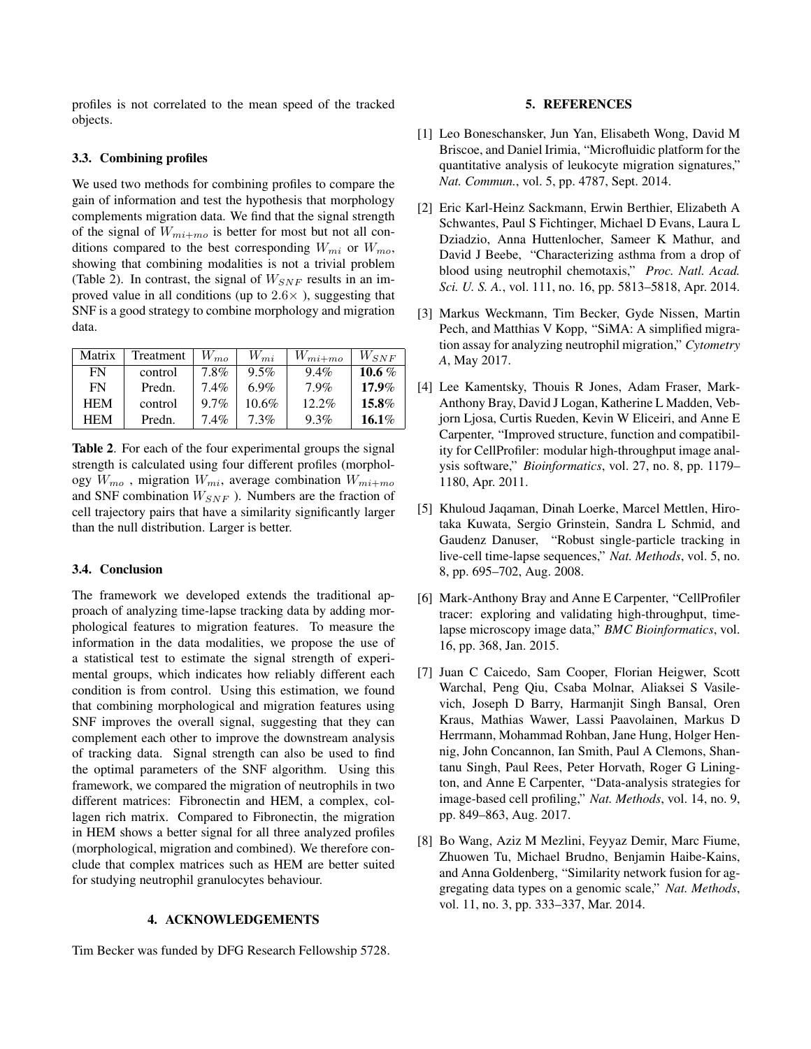profiles is not correlated to the mean speed of the tracked objects.

### 3.3. Combining profiles

We used two methods for combining profiles to compare the gain of information and test the hypothesis that morphology complements migration data. We find that the signal strength of the signal of $W_{mi+mo}$ is better for most but not all conditions compared to the best corresponding $W_{mi}$ or $W_{mo}$, showing that combining modalities is not a trivial problem (Table 2). In contrast, the signal of $W_{SNF}$ results in an improved value in all conditions (up to $2.6\times$ ), suggesting that SNF is a good strategy to combine morphology and migration data.

| Matrix | Treatment | $W_{mo}$ | $W_{mi}$ | $W_{mi+mo}$ | $W_{SNF}$ |
|---|---|---|---|---|---|
| FN | control | 7.8% | 9.5% | 9.4% | **10.6** % |
| FN | Predn. | 7.4% | 6.9% | 7.9% | **17.9**% |
| HEM | control | 9.7% | 10.6% | 12.2% | **15.8**% |
| HEM | Predn. | 7.4% | 7.3% | 9.3% | **16.1**% |

**Table 2**. For each of the four experimental groups the signal strength is calculated using four different profiles (morphology $W_{mo}$ , migration $W_{mi}$, average combination $W_{mi+mo}$ and SNF combination $W_{SNF}$ ). Numbers are the fraction of cell trajectory pairs that have a similarity significantly larger than the null distribution. Larger is better.

### 3.4. Conclusion

The framework we developed extends the traditional approach of analyzing time-lapse tracking data by adding morphological features to migration features. To measure the information in the data modalities, we propose the use of a statistical test to estimate the signal strength of experimental groups, which indicates how reliably different each condition is from control. Using this estimation, we found that combining morphological and migration features using SNF improves the overall signal, suggesting that they can complement each other to improve the downstream analysis of tracking data. Signal strength can also be used to find the optimal parameters of the SNF algorithm. Using this framework, we compared the migration of neutrophils in two different matrices: Fibronectin and HEM, a complex, collagen rich matrix. Compared to Fibronectin, the migration in HEM shows a better signal for all three analyzed profiles (morphological, migration and combined). We therefore conclude that complex matrices such as HEM are better suited for studying neutrophil granulocytes behaviour.

## 4. ACKNOWLEDGEMENTS

Tim Becker was funded by DFG Research Fellowship 5728.

## 5. REFERENCES

[1] Leo Boneschansker, Jun Yan, Elisabeth Wong, David M Briscoe, and Daniel Irimia, "Microfluidic platform for the quantitative analysis of leukocyte migration signatures," *Nat. Commun.*, vol. 5, pp. 4787, Sept. 2014.

[2] Eric Karl-Heinz Sackmann, Erwin Berthier, Elizabeth A Schwantes, Paul S Fichtinger, Michael D Evans, Laura L Dziadzio, Anna Huttenlocher, Sameer K Mathur, and David J Beebe, "Characterizing asthma from a drop of blood using neutrophil chemotaxis," *Proc. Natl. Acad. Sci. U. S. A.*, vol. 111, no. 16, pp. 5813–5818, Apr. 2014.

[3] Markus Weckmann, Tim Becker, Gyde Nissen, Martin Pech, and Matthias V Kopp, "SiMA: A simplified migration assay for analyzing neutrophil migration," *Cytometry A*, May 2017.

[4] Lee Kamentsky, Thouis R Jones, Adam Fraser, Mark-Anthony Bray, David J Logan, Katherine L Madden, Vebjorn Ljosa, Curtis Rueden, Kevin W Eliceiri, and Anne E Carpenter, "Improved structure, function and compatibility for CellProfiler: modular high-throughput image analysis software," *Bioinformatics*, vol. 27, no. 8, pp. 1179–1180, Apr. 2011.

[5] Khuloud Jaqaman, Dinah Loerke, Marcel Mettlen, Hirotaka Kuwata, Sergio Grinstein, Sandra L Schmid, and Gaudenz Danuser, "Robust single-particle tracking in live-cell time-lapse sequences," *Nat. Methods*, vol. 5, no. 8, pp. 695–702, Aug. 2008.

[6] Mark-Anthony Bray and Anne E Carpenter, "CellProfiler tracer: exploring and validating high-throughput, time-lapse microscopy image data," *BMC Bioinformatics*, vol. 16, pp. 368, Jan. 2015.

[7] Juan C Caicedo, Sam Cooper, Florian Heigwer, Scott Warchal, Peng Qiu, Csaba Molnar, Aliaksei S Vasilevich, Joseph D Barry, Harmanjit Singh Bansal, Oren Kraus, Mathias Wawer, Lassi Paavolainen, Markus D Herrmann, Mohammad Rohban, Jane Hung, Holger Hennig, John Concannon, Ian Smith, Paul A Clemons, Shantanu Singh, Paul Rees, Peter Horvath, Roger G Linington, and Anne E Carpenter, "Data-analysis strategies for image-based cell profiling," *Nat. Methods*, vol. 14, no. 9, pp. 849–863, Aug. 2017.

[8] Bo Wang, Aziz M Mezlini, Feyyaz Demir, Marc Fiume, Zhuowen Tu, Michael Brudno, Benjamin Haibe-Kains, and Anna Goldenberg, "Similarity network fusion for aggregating data types on a genomic scale," *Nat. Methods*, vol. 11, no. 3, pp. 333–337, Mar. 2014.